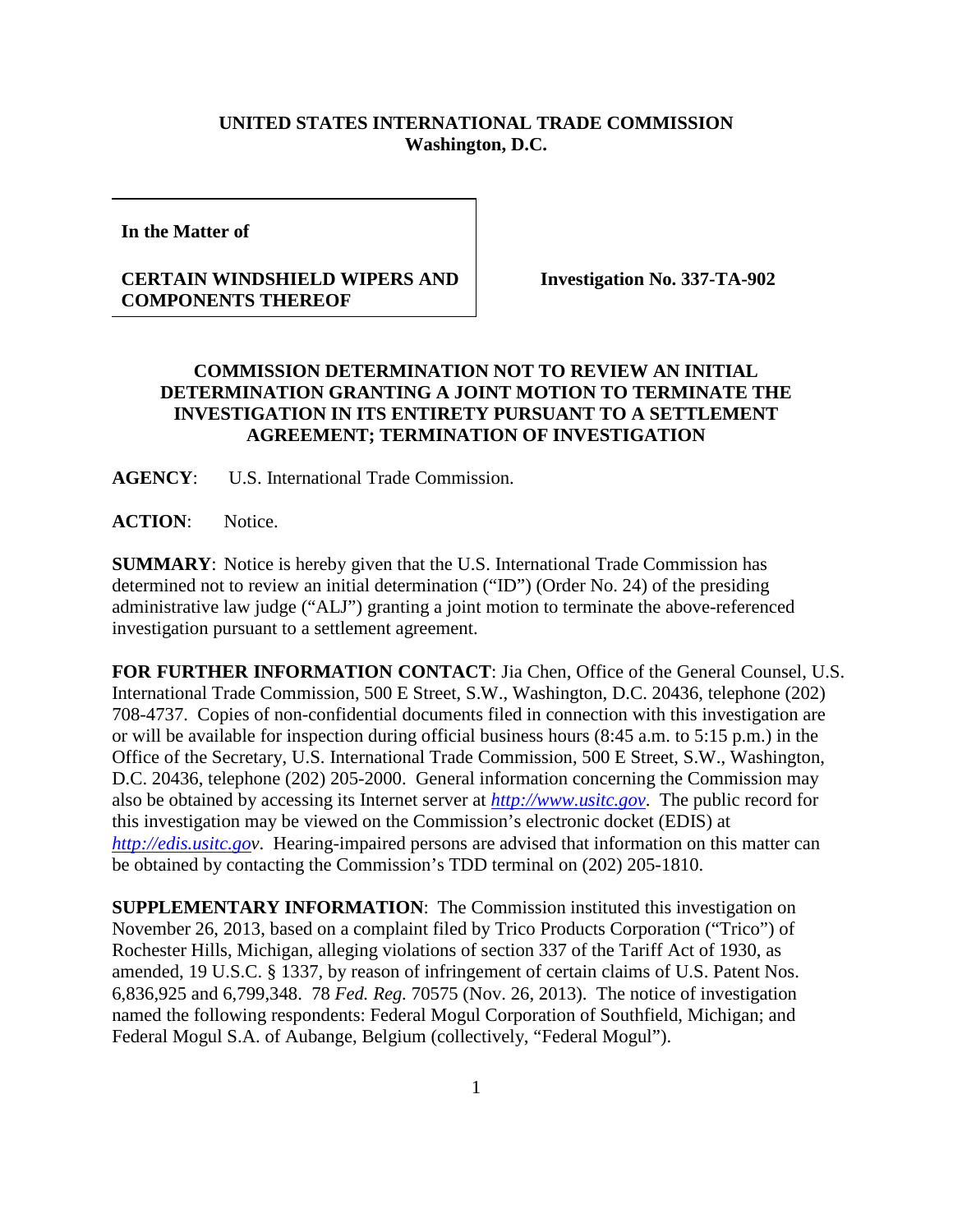**UNITED STATES INTERNATIONAL TRADE COMMISSION**
**Washington, D.C.**

| **In the Matter of** <br><br> **CERTAIN WINDSHIELD WIPERS AND COMPONENTS THEREOF** | **Investigation No. 337-TA-902** |
|---|---|

**COMMISSION DETERMINATION NOT TO REVIEW AN INITIAL DETERMINATION GRANTING A JOINT MOTION TO TERMINATE THE INVESTIGATION IN ITS ENTIRETY PURSUANT TO A SETTLEMENT AGREEMENT; TERMINATION OF INVESTIGATION**

**AGENCY**: U.S. International Trade Commission.

**ACTION**: Notice.

**SUMMARY**: Notice is hereby given that the U.S. International Trade Commission has determined not to review an initial determination ("ID") (Order No. 24) of the presiding administrative law judge ("ALJ") granting a joint motion to terminate the above-referenced investigation pursuant to a settlement agreement.

**FOR FURTHER INFORMATION CONTACT**: Jia Chen, Office of the General Counsel, U.S. International Trade Commission, 500 E Street, S.W., Washington, D.C. 20436, telephone (202) 708-4737. Copies of non-confidential documents filed in connection with this investigation are or will be available for inspection during official business hours (8:45 a.m. to 5:15 p.m.) in the Office of the Secretary, U.S. International Trade Commission, 500 E Street, S.W., Washington, D.C. 20436, telephone (202) 205-2000. General information concerning the Commission may also be obtained by accessing its Internet server at *http://www.usitc.gov*. The public record for this investigation may be viewed on the Commission's electronic docket (EDIS) at *http://edis.usitc.gov*. Hearing-impaired persons are advised that information on this matter can be obtained by contacting the Commission's TDD terminal on (202) 205-1810.

**SUPPLEMENTARY INFORMATION**: The Commission instituted this investigation on November 26, 2013, based on a complaint filed by Trico Products Corporation ("Trico") of Rochester Hills, Michigan, alleging violations of section 337 of the Tariff Act of 1930, as amended, 19 U.S.C. § 1337, by reason of infringement of certain claims of U.S. Patent Nos. 6,836,925 and 6,799,348. 78 *Fed. Reg.* 70575 (Nov. 26, 2013). The notice of investigation named the following respondents: Federal Mogul Corporation of Southfield, Michigan; and Federal Mogul S.A. of Aubange, Belgium (collectively, "Federal Mogul").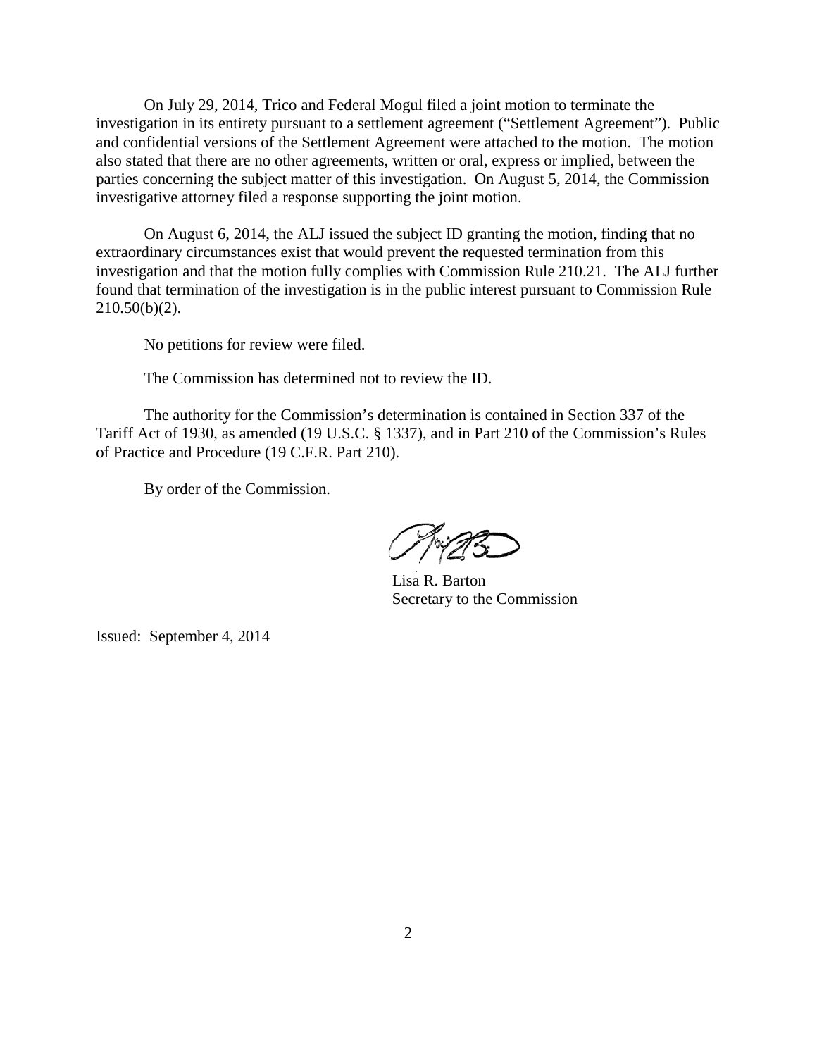On July 29, 2014, Trico and Federal Mogul filed a joint motion to terminate the investigation in its entirety pursuant to a settlement agreement ("Settlement Agreement"). Public and confidential versions of the Settlement Agreement were attached to the motion. The motion also stated that there are no other agreements, written or oral, express or implied, between the parties concerning the subject matter of this investigation. On August 5, 2014, the Commission investigative attorney filed a response supporting the joint motion.

On August 6, 2014, the ALJ issued the subject ID granting the motion, finding that no extraordinary circumstances exist that would prevent the requested termination from this investigation and that the motion fully complies with Commission Rule 210.21. The ALJ further found that termination of the investigation is in the public interest pursuant to Commission Rule 210.50(b)(2).

No petitions for review were filed.

The Commission has determined not to review the ID.

The authority for the Commission's determination is contained in Section 337 of the Tariff Act of 1930, as amended (19 U.S.C. § 1337), and in Part 210 of the Commission's Rules of Practice and Procedure (19 C.F.R. Part 210).

By order of the Commission.

Lisa R. Barton
Secretary to the Commission

Issued: September 4, 2014